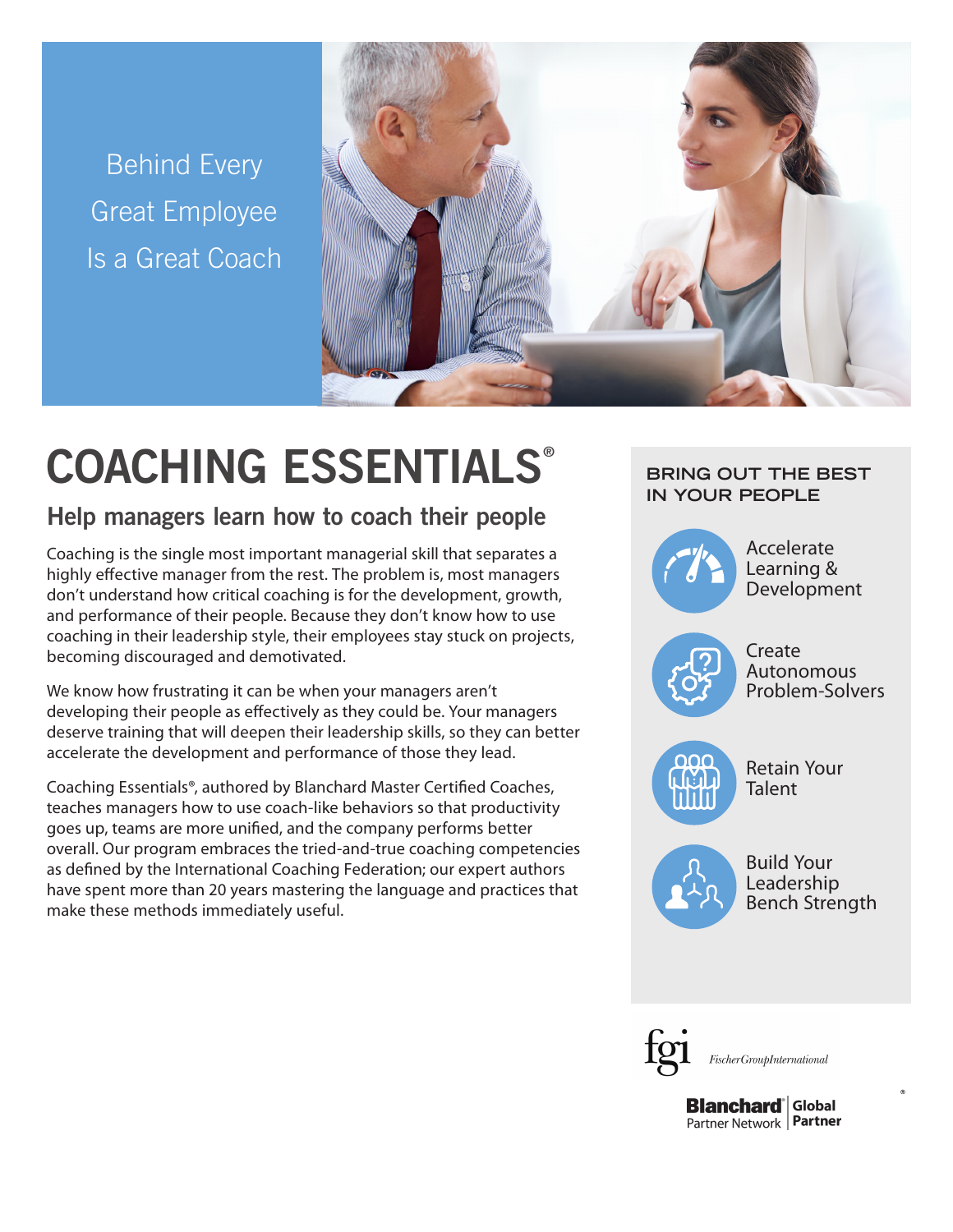Behind Every Great Employee Is a Great Coach

# COACHING ESSENTIALS®

## Help managers learn how to coach their people

Coaching is the single most important managerial skill that separates a highly effective manager from the rest. The problem is, most managers don't understand how critical coaching is for the development, growth, and performance of their people. Because they don't know how to use coaching in their leadership style, their employees stay stuck on projects, becoming discouraged and demotivated.

We know how frustrating it can be when your managers aren't developing their people as effectively as they could be. Your managers deserve training that will deepen their leadership skills, so they can better accelerate the development and performance of those they lead.

Coaching Essentials®, authored by Blanchard Master Certified Coaches, teaches managers how to use coach-like behaviors so that productivity goes up, teams are more unified, and the company performs better overall. Our program embraces the tried-and-true coaching competencies as defined by the International Coaching Federation; our expert authors have spent more than 20 years mastering the language and practices that make these methods immediately useful.

### BRING OUT THE BEST IN YOUR PEOPLE

- Accelerate Learning & Development
- Create Autonomous Problem-Solvers
- Retain Your Talent
- Build Your Leadership Bench Strength

fgi FischerGroupInternational

Blanchard® Partner Network | Global Partner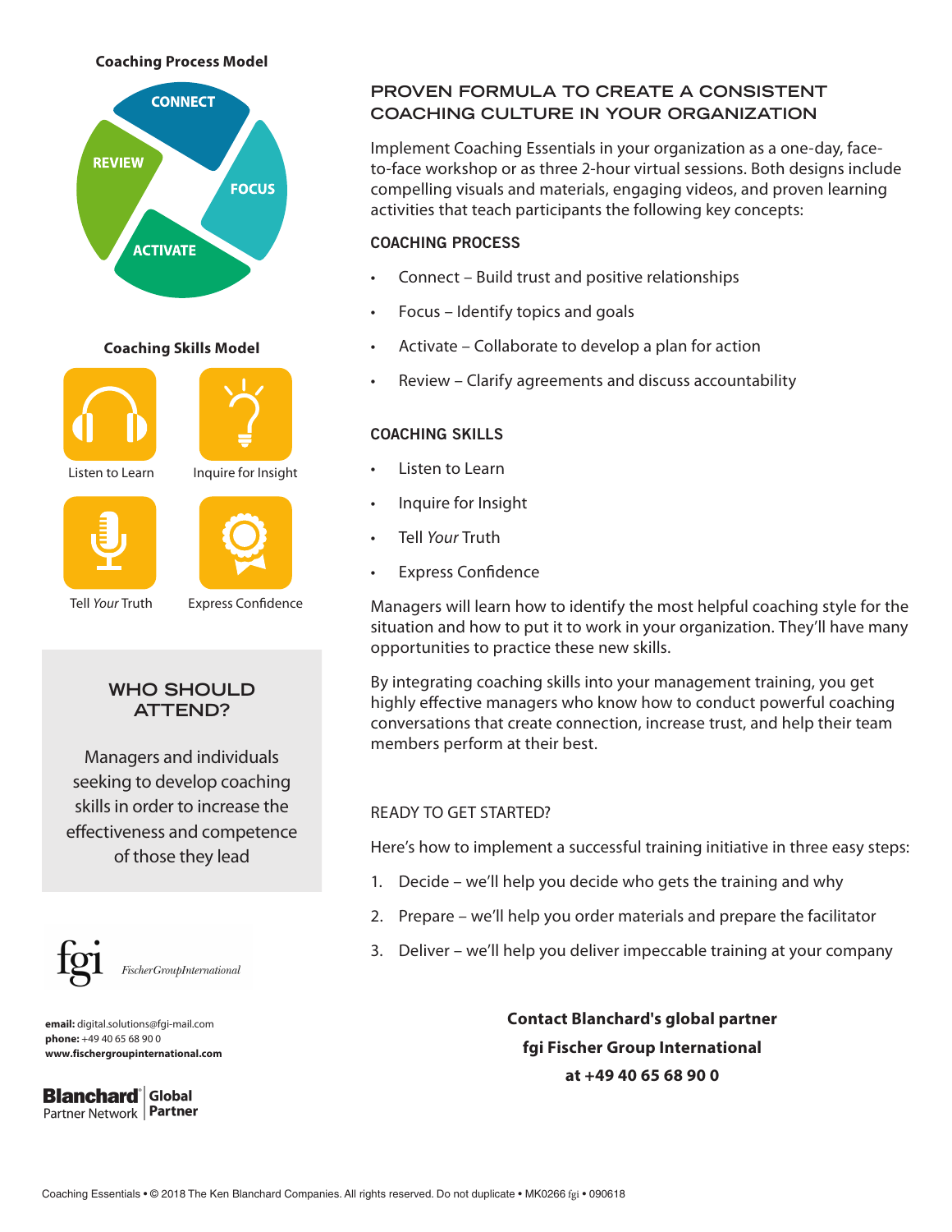**Coaching Process Model**

CONNECT

FOCUS

ACTIVATE

REVIEW

**Coaching Skills Model**

Listen to Learn

Inquire for Insight

Tell *Your* Truth

Express Confidence

## WHO SHOULD ATTEND?

Managers and individuals seeking to develop coaching skills in order to increase the effectiveness and competence of those they lead

fgi FischerGroupInternational

**email:** digital.solutions@fgi-mail.com
**phone:** +49 40 65 68 90 0
**www.fischergroupinternational.com**

**Blanchard** Partner Network | **Global Partner**

## PROVEN FORMULA TO CREATE A CONSISTENT COACHING CULTURE IN YOUR ORGANIZATION

Implement Coaching Essentials in your organization as a one-day, face-to-face workshop or as three 2-hour virtual sessions. Both designs include compelling visuals and materials, engaging videos, and proven learning activities that teach participants the following key concepts:

### COACHING PROCESS

- Connect – Build trust and positive relationships
- Focus – Identify topics and goals
- Activate – Collaborate to develop a plan for action
- Review – Clarify agreements and discuss accountability

### COACHING SKILLS

- Listen to Learn
- Inquire for Insight
- Tell *Your* Truth
- Express Confidence

Managers will learn how to identify the most helpful coaching style for the situation and how to put it to work in your organization. They'll have many opportunities to practice these new skills.

By integrating coaching skills into your management training, you get highly effective managers who know how to conduct powerful coaching conversations that create connection, increase trust, and help their team members perform at their best.

### READY TO GET STARTED?

Here's how to implement a successful training initiative in three easy steps:

1. Decide – we'll help you decide who gets the training and why
2. Prepare – we'll help you order materials and prepare the facilitator
3. Deliver – we'll help you deliver impeccable training at your company

**Contact Blanchard's global partner**
**fgi Fischer Group International**
**at +49 40 65 68 90 0**

Coaching Essentials • © 2018 The Ken Blanchard Companies. All rights reserved. Do not duplicate • MK0266 fgi • 090618